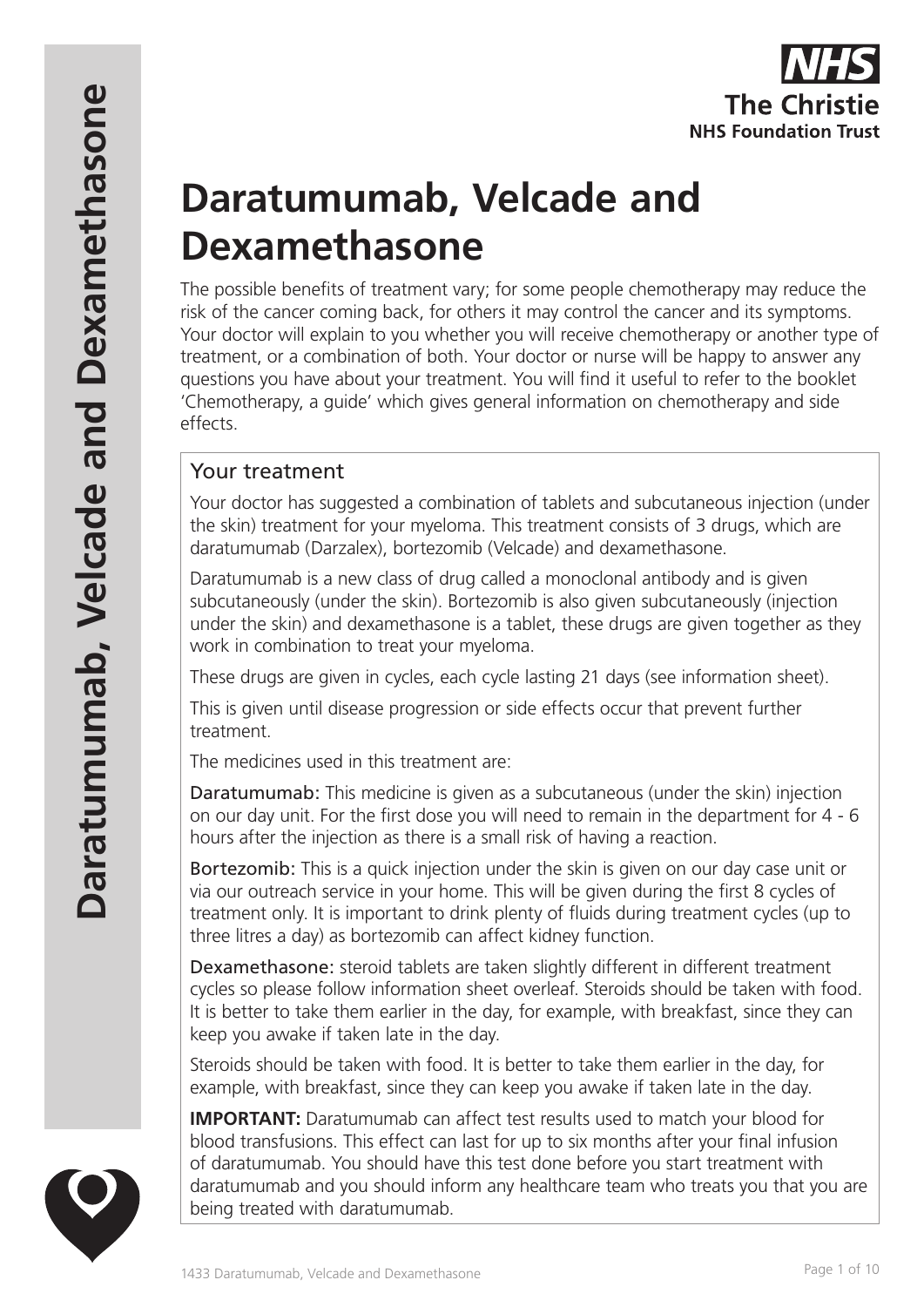# Daratumumab, Velcade and Dexamethasone

The possible benefits of treatment vary; for some people chemotherapy may reduce the risk of the cancer coming back, for others it may control the cancer and its symptoms. Your doctor will explain to you whether you will receive chemotherapy or another type of treatment, or a combination of both. Your doctor or nurse will be happy to answer any questions you have about your treatment. You will find it useful to refer to the booklet 'Chemotherapy, a guide' which gives general information on chemotherapy and side effects.

## Your treatment

Your doctor has suggested a combination of tablets and subcutaneous injection (under the skin) treatment for your myeloma. This treatment consists of 3 drugs, which are daratumumab (Darzalex), bortezomib (Velcade) and dexamethasone.

Daratumumab is a new class of drug called a monoclonal antibody and is given subcutaneously (under the skin). Bortezomib is also given subcutaneously (injection under the skin) and dexamethasone is a tablet, these drugs are given together as they work in combination to treat your myeloma.

These drugs are given in cycles, each cycle lasting 21 days (see information sheet).

This is given until disease progression or side effects occur that prevent further treatment.

The medicines used in this treatment are:

Daratumumab: This medicine is given as a subcutaneous (under the skin) injection on our day unit. For the first dose you will need to remain in the department for 4 - 6 hours after the injection as there is a small risk of having a reaction.

Bortezomib: This is a quick injection under the skin is given on our day case unit or via our outreach service in your home. This will be given during the first 8 cycles of treatment only. It is important to drink plenty of fluids during treatment cycles (up to three litres a day) as bortezomib can affect kidney function.

Dexamethasone: steroid tablets are taken slightly different in different treatment cycles so please follow information sheet overleaf. Steroids should be taken with food. It is better to take them earlier in the day, for example, with breakfast, since they can keep you awake if taken late in the day.

Steroids should be taken with food. It is better to take them earlier in the day, for example, with breakfast, since they can keep you awake if taken late in the day.

**IMPORTANT:** Daratumumab can affect test results used to match your blood for blood transfusions. This effect can last for up to six months after your final infusion of daratumumab. You should have this test done before you start treatment with daratumumab and you should inform any healthcare team who treats you that you are being treated with daratumumab.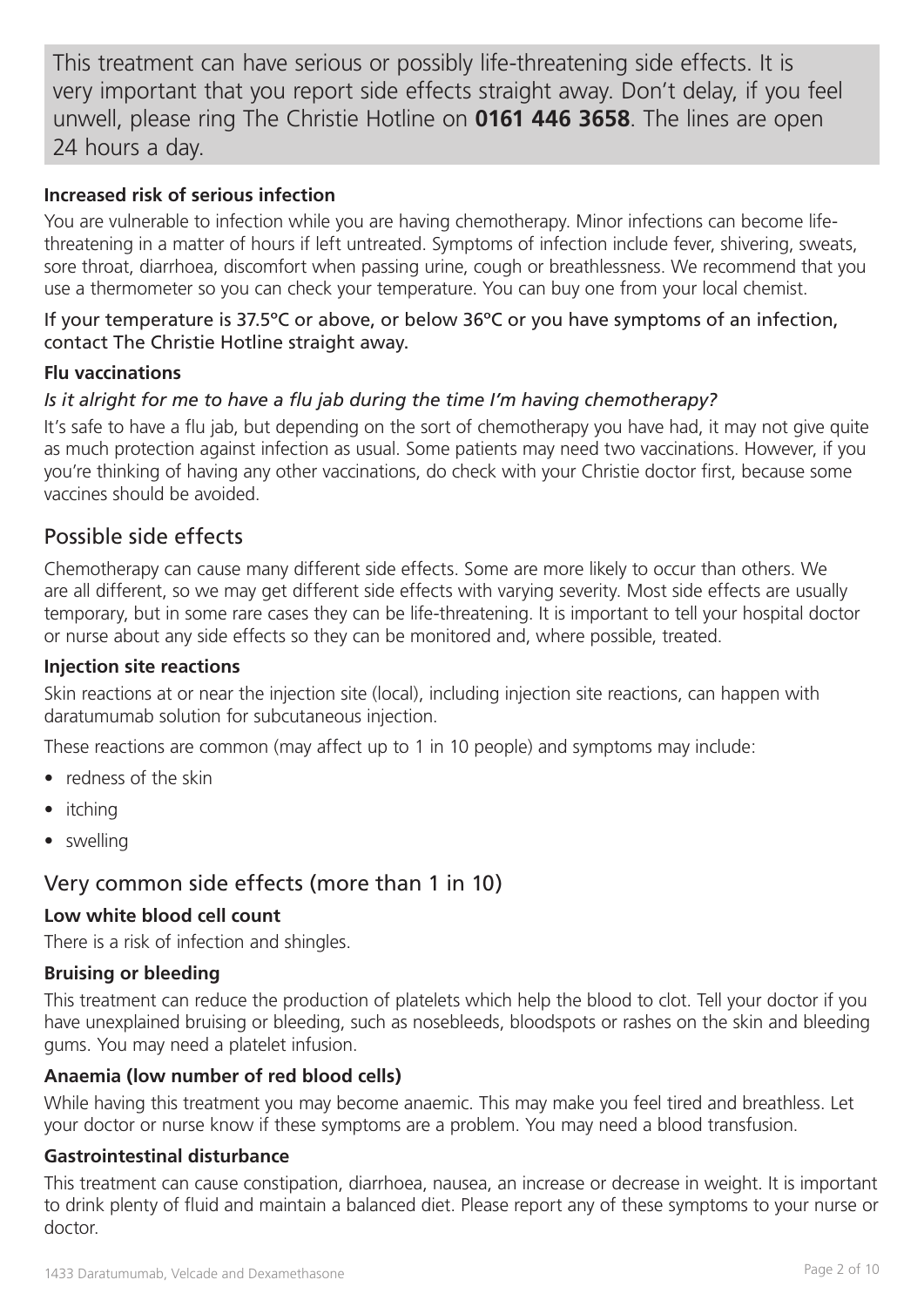This treatment can have serious or possibly life-threatening side effects. It is very important that you report side effects straight away. Don't delay, if you feel unwell, please ring The Christie Hotline on **0161 446 3658**. The lines are open 24 hours a day.

**Increased risk of serious infection**

You are vulnerable to infection while you are having chemotherapy. Minor infections can become life-threatening in a matter of hours if left untreated. Symptoms of infection include fever, shivering, sweats, sore throat, diarrhoea, discomfort when passing urine, cough or breathlessness. We recommend that you use a thermometer so you can check your temperature. You can buy one from your local chemist.

If your temperature is 37.5ºC or above, or below 36ºC or you have symptoms of an infection, contact The Christie Hotline straight away.

**Flu vaccinations**

*Is it alright for me to have a flu jab during the time I'm having chemotherapy?*

It's safe to have a flu jab, but depending on the sort of chemotherapy you have had, it may not give quite as much protection against infection as usual. Some patients may need two vaccinations. However, if you you're thinking of having any other vaccinations, do check with your Christie doctor first, because some vaccines should be avoided.

## Possible side effects

Chemotherapy can cause many different side effects. Some are more likely to occur than others. We are all different, so we may get different side effects with varying severity. Most side effects are usually temporary, but in some rare cases they can be life-threatening. It is important to tell your hospital doctor or nurse about any side effects so they can be monitored and, where possible, treated.

**Injection site reactions**

Skin reactions at or near the injection site (local), including injection site reactions, can happen with daratumumab solution for subcutaneous injection.

These reactions are common (may affect up to 1 in 10 people) and symptoms may include:

- redness of the skin
- itching
- swelling

## Very common side effects (more than 1 in 10)

**Low white blood cell count**

There is a risk of infection and shingles.

**Bruising or bleeding**

This treatment can reduce the production of platelets which help the blood to clot. Tell your doctor if you have unexplained bruising or bleeding, such as nosebleeds, bloodspots or rashes on the skin and bleeding gums. You may need a platelet infusion.

**Anaemia (low number of red blood cells)**

While having this treatment you may become anaemic. This may make you feel tired and breathless. Let your doctor or nurse know if these symptoms are a problem. You may need a blood transfusion.

**Gastrointestinal disturbance**

This treatment can cause constipation, diarrhoea, nausea, an increase or decrease in weight. It is important to drink plenty of fluid and maintain a balanced diet. Please report any of these symptoms to your nurse or doctor.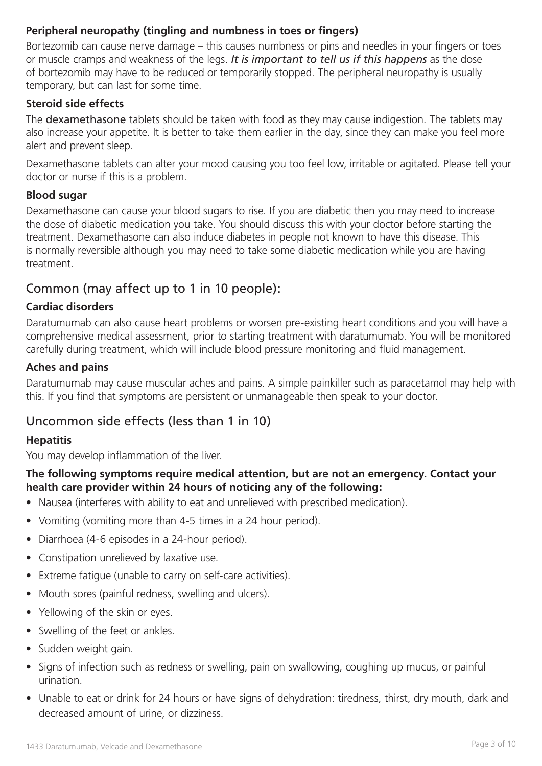### Peripheral neuropathy (tingling and numbness in toes or fingers)

Bortezomib can cause nerve damage – this causes numbness or pins and needles in your fingers or toes or muscle cramps and weakness of the legs. ***It is important to tell us if this happens*** as the dose of bortezomib may have to be reduced or temporarily stopped. The peripheral neuropathy is usually temporary, but can last for some time.

### Steroid side effects

The **dexamethasone** tablets should be taken with food as they may cause indigestion. The tablets may also increase your appetite. It is better to take them earlier in the day, since they can make you feel more alert and prevent sleep.

Dexamethasone tablets can alter your mood causing you too feel low, irritable or agitated. Please tell your doctor or nurse if this is a problem.

### Blood sugar

Dexamethasone can cause your blood sugars to rise. If you are diabetic then you may need to increase the dose of diabetic medication you take. You should discuss this with your doctor before starting the treatment. Dexamethasone can also induce diabetes in people not known to have this disease. This is normally reversible although you may need to take some diabetic medication while you are having treatment.

## Common (may affect up to 1 in 10 people):

### Cardiac disorders

Daratumumab can also cause heart problems or worsen pre-existing heart conditions and you will have a comprehensive medical assessment, prior to starting treatment with daratumumab. You will be monitored carefully during treatment, which will include blood pressure monitoring and fluid management.

### Aches and pains

Daratumumab may cause muscular aches and pains. A simple painkiller such as paracetamol may help with this. If you find that symptoms are persistent or unmanageable then speak to your doctor.

## Uncommon side effects (less than 1 in 10)

### Hepatitis

You may develop inflammation of the liver.

**The following symptoms require medical attention, but are not an emergency. Contact your health care provider within 24 hours of noticing any of the following:**

- Nausea (interferes with ability to eat and unrelieved with prescribed medication).
- Vomiting (vomiting more than 4-5 times in a 24 hour period).
- Diarrhoea (4-6 episodes in a 24-hour period).
- Constipation unrelieved by laxative use.
- Extreme fatigue (unable to carry on self-care activities).
- Mouth sores (painful redness, swelling and ulcers).
- Yellowing of the skin or eyes.
- Swelling of the feet or ankles.
- Sudden weight gain.
- Signs of infection such as redness or swelling, pain on swallowing, coughing up mucus, or painful urination.
- Unable to eat or drink for 24 hours or have signs of dehydration: tiredness, thirst, dry mouth, dark and decreased amount of urine, or dizziness.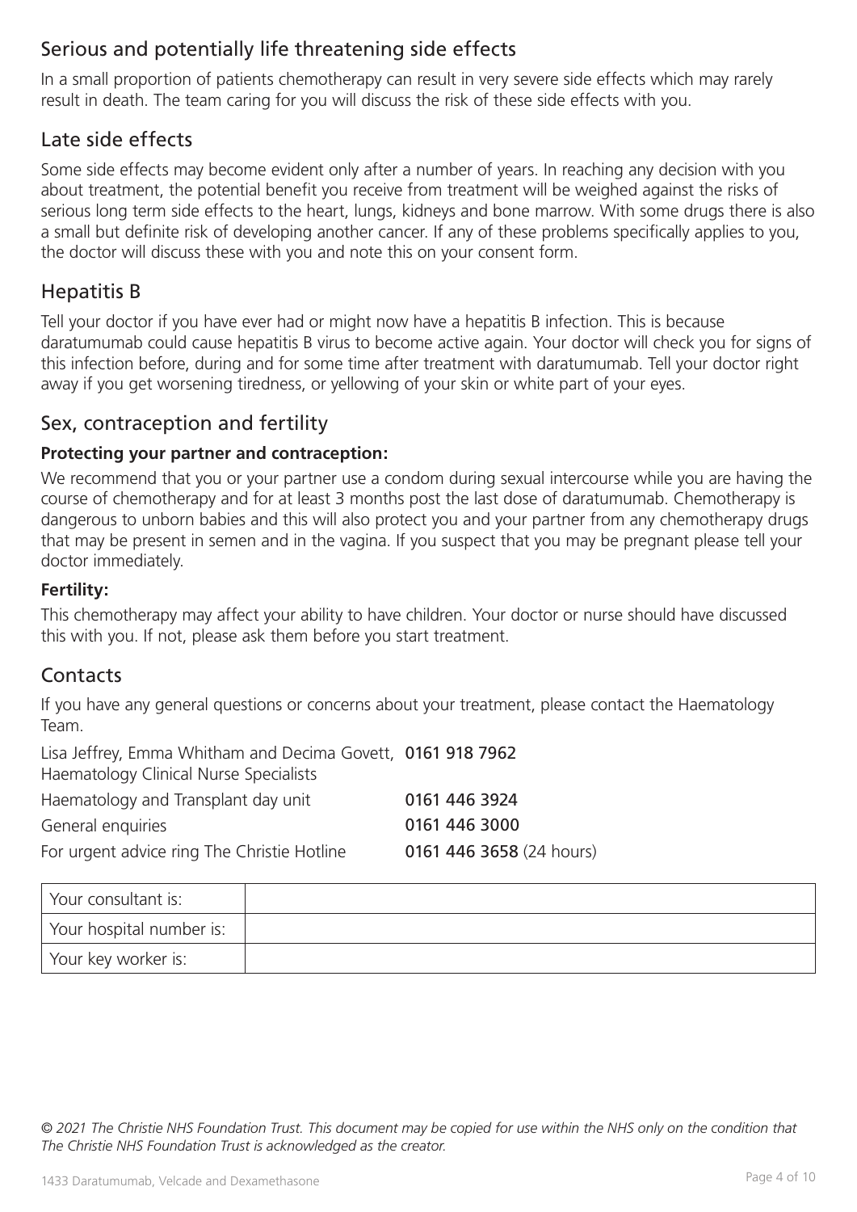## Serious and potentially life threatening side effects

In a small proportion of patients chemotherapy can result in very severe side effects which may rarely result in death. The team caring for you will discuss the risk of these side effects with you.

## Late side effects

Some side effects may become evident only after a number of years. In reaching any decision with you about treatment, the potential benefit you receive from treatment will be weighed against the risks of serious long term side effects to the heart, lungs, kidneys and bone marrow. With some drugs there is also a small but definite risk of developing another cancer. If any of these problems specifically applies to you, the doctor will discuss these with you and note this on your consent form.

## Hepatitis B

Tell your doctor if you have ever had or might now have a hepatitis B infection. This is because daratumumab could cause hepatitis B virus to become active again. Your doctor will check you for signs of this infection before, during and for some time after treatment with daratumumab. Tell your doctor right away if you get worsening tiredness, or yellowing of your skin or white part of your eyes.

## Sex, contraception and fertility

**Protecting your partner and contraception:**

We recommend that you or your partner use a condom during sexual intercourse while you are having the course of chemotherapy and for at least 3 months post the last dose of daratumumab. Chemotherapy is dangerous to unborn babies and this will also protect you and your partner from any chemotherapy drugs that may be present in semen and in the vagina. If you suspect that you may be pregnant please tell your doctor immediately.

**Fertility:**

This chemotherapy may affect your ability to have children. Your doctor or nurse should have discussed this with you. If not, please ask them before you start treatment.

## Contacts

If you have any general questions or concerns about your treatment, please contact the Haematology Team.

| | |
|---|---|
| Lisa Jeffrey, Emma Whitham and Decima Govett, Haematology Clinical Nurse Specialists | 0161 918 7962 |
| Haematology and Transplant day unit | 0161 446 3924 |
| General enquiries | 0161 446 3000 |
| For urgent advice ring The Christie Hotline | 0161 446 3658 (24 hours) |

| | |
|---|---|
| Your consultant is: | |
| Your hospital number is: | |
| Your key worker is: | |

*© 2021 The Christie NHS Foundation Trust. This document may be copied for use within the NHS only on the condition that The Christie NHS Foundation Trust is acknowledged as the creator.*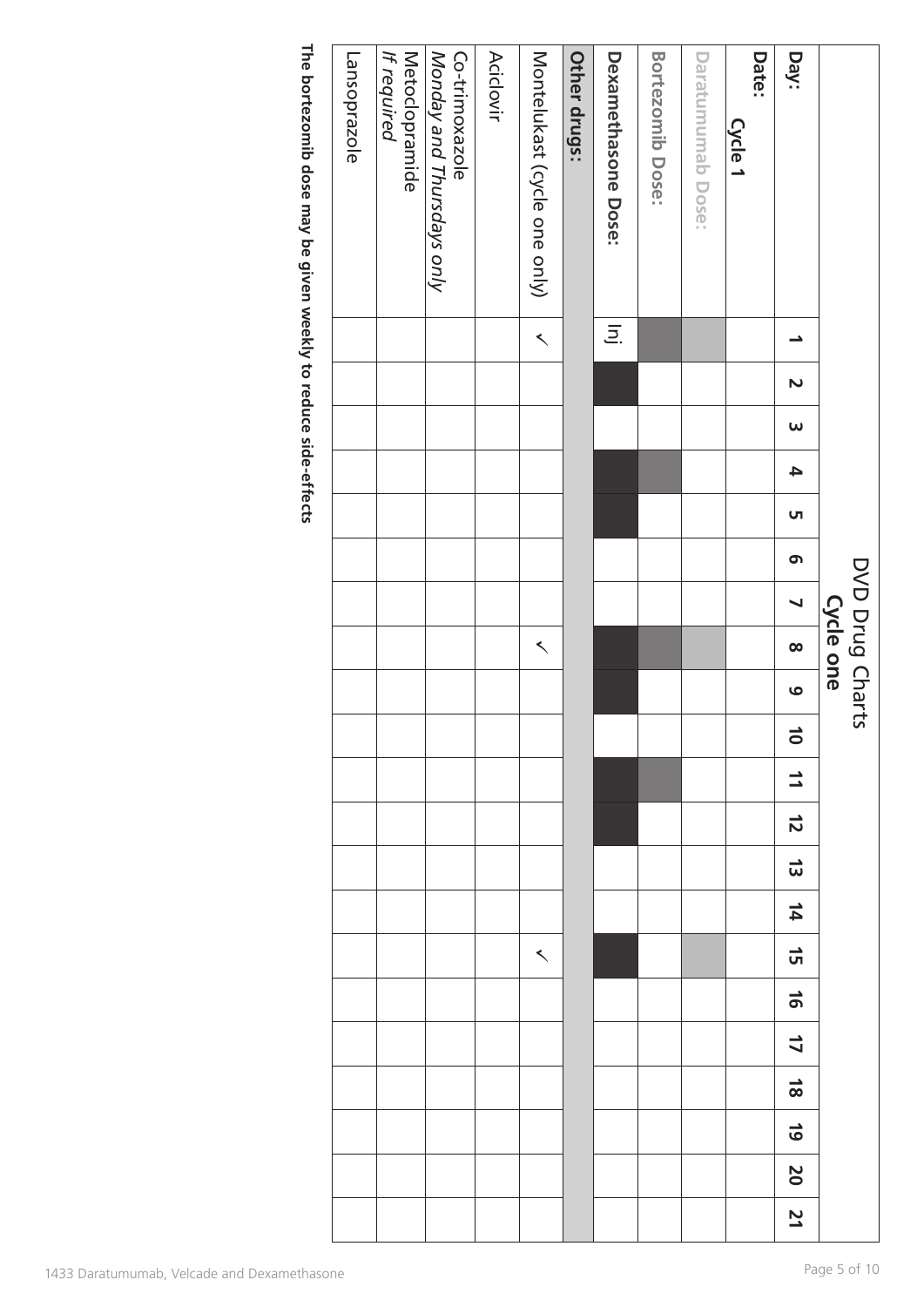# DVD Drug Charts

## Cycle one

| Day: | 1 | 2 | 3 | 4 | 5 | 6 | 7 | 8 | 9 | 10 | 11 | 12 | 13 | 14 | 15 | 16 | 17 | 18 | 19 | 20 | 21 |
|---|---|---|---|---|---|---|---|---|---|---|---|---|---|---|---|---|---|---|---|---|---|
| **Date:** Cycle 1 | | | | | | | | | | | | | | | | | | | | | |
| **Daratumumab Dose:** | ■ | | | | | | | ■ | | | | | | | ■ | | | | | | |
| **Bortezomib Dose:** | ■ | | | ■ | | | | ■ | | | ■ | | | | | | | | | | |
| **Dexamethasone Dose:** | Inj | ■ | | ■ | ■ | | | ■ | ■ | | ■ | ■ | | | ■ | | | | | | |
| **Other drugs:** | | | | | | | | | | | | | | | | | | | | | |
| Montelukast (cycle one only) | ✓ | | | | | | | ✓ | | | | | | | ✓ | | | | | | |
| Aciclovir | | | | | | | | | | | | | | | | | | | | | |
| Co-trimoxazole *Monday and Thursdays only* | | | | | | | | | | | | | | | | | | | | | |
| Metoclopramide *If required* | | | | | | | | | | | | | | | | | | | | | |
| Lansoprazole | | | | | | | | | | | | | | | | | | | | | |

**The bortezomib dose may be given weekly to reduce side-effects**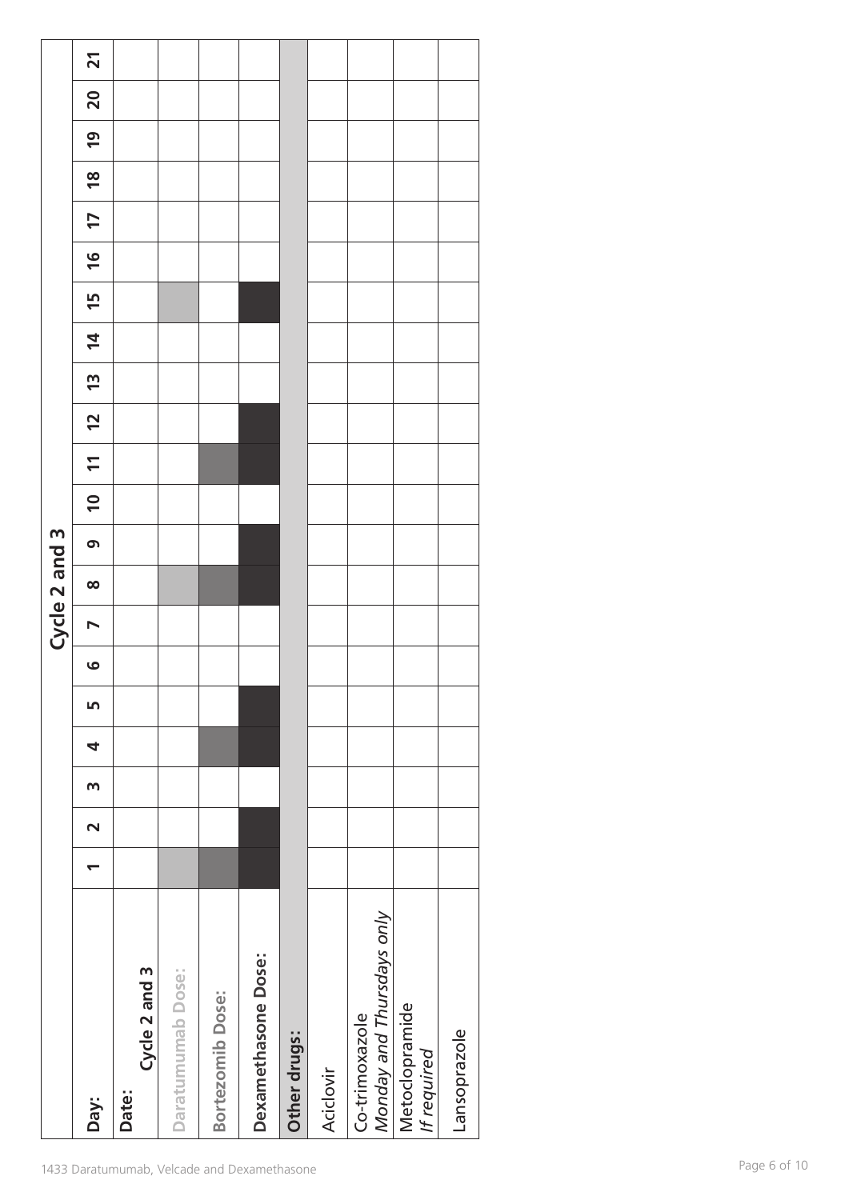## Cycle 2 and 3

| Day: | 1 | 2 | 3 | 4 | 5 | 6 | 7 | 8 | 9 | 10 | 11 | 12 | 13 | 14 | 15 | 16 | 17 | 18 | 19 | 20 | 21 |
|---|---|---|---|---|---|---|---|---|---|---|---|---|---|---|---|---|---|---|---|---|---|
| Date: Cycle 2 and 3 | | | | | | | | | | | | | | | | | | | | | |
| Daratumumab Dose: | ■ | | | | | | | ■ | | | | | | | ■ | | | | | | |
| Bortezomib Dose: | ■ | | | ■ | | | | ■ | | | ■ | | | | | | | | | | |
| Dexamethasone Dose: | ■ | ■ | | ■ | ■ | | | ■ | ■ | | ■ | ■ | | | ■ | | | | | | |
| **Other drugs:** | | | | | | | | | | | | | | | | | | | | | |
| Aciclovir | | | | | | | | | | | | | | | | | | | | | |
| Co-trimoxazole *Monday and Thursdays only* | | | | | | | | | | | | | | | | | | | | | |
| Metoclopramide *If required* | | | | | | | | | | | | | | | | | | | | | |
| Lansoprazole | | | | | | | | | | | | | | | | | | | | | |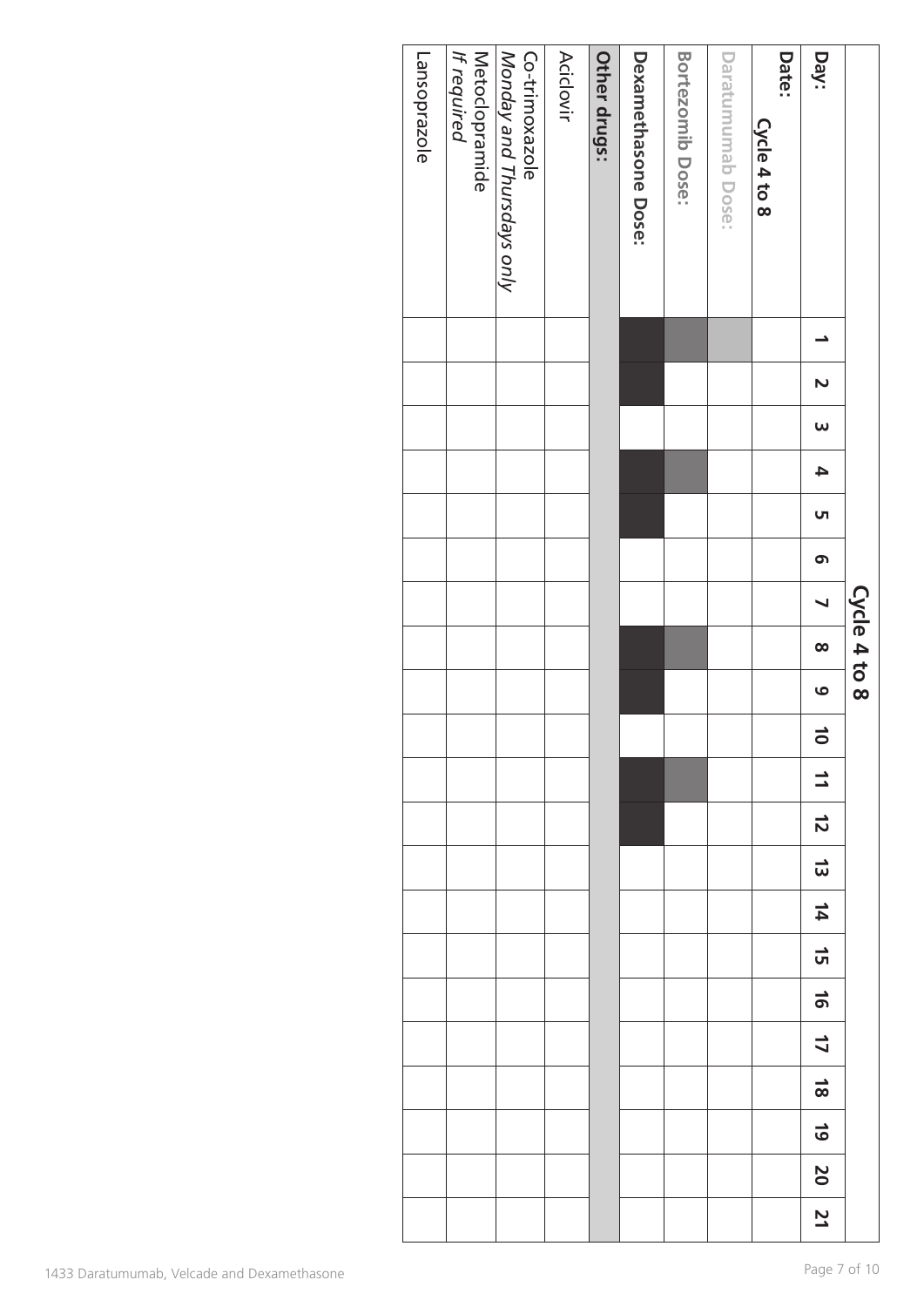## Cycle 4 to 8

| Day: | 1 | 2 | 3 | 4 | 5 | 6 | 7 | 8 | 9 | 10 | 11 | 12 | 13 | 14 | 15 | 16 | 17 | 18 | 19 | 20 | 21 |
|---|---|---|---|---|---|---|---|---|---|---|---|---|---|---|---|---|---|---|---|---|---|
| Date: Cycle 4 to 8 | | | | | | | | | | | | | | | | | | | | | |
| Daratumumab Dose: | ■ | | | | | | | | | | | | | | | | | | | | |
| Bortezomib Dose: | ■ | | | ■ | | | | ■ | | | ■ | | | | | | | | | | |
| Dexamethasone Dose: | ■ | ■ | | ■ | ■ | | | ■ | ■ | | ■ | ■ | | | | | | | | | |
| **Other drugs:** | | | | | | | | | | | | | | | | | | | | | |
| Aciclovir | | | | | | | | | | | | | | | | | | | | | |
| Co-trimoxazole *Monday and Thursdays only* | | | | | | | | | | | | | | | | | | | | | |
| Metoclopramide *If required* | | | | | | | | | | | | | | | | | | | | | |
| Lansoprazole | | | | | | | | | | | | | | | | | | | | | |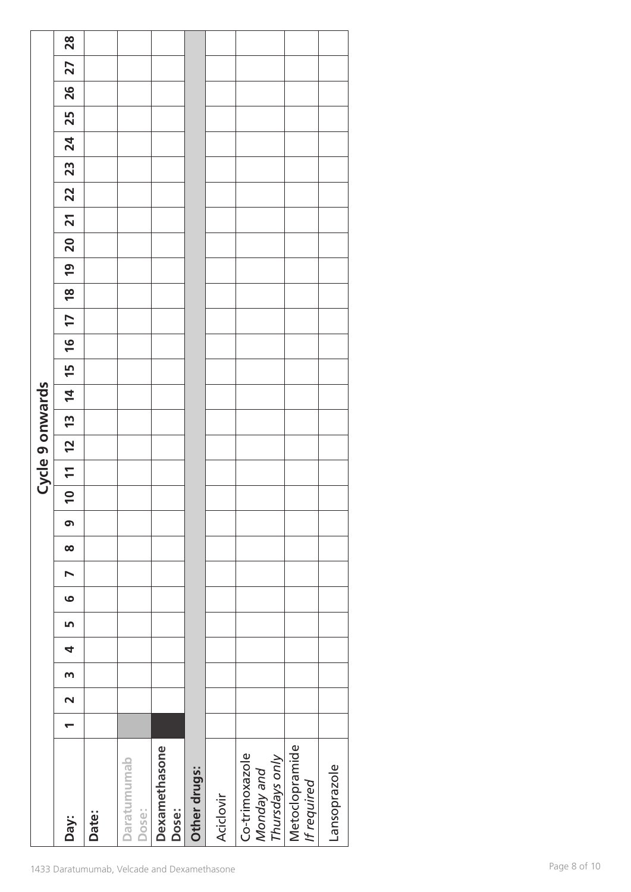| Cycle 9 onwards | | | | | | | | | | | | | | | | | | | | | | | | | | | | |
|---|---|---|---|---|---|---|---|---|---|---|---|---|---|---|---|---|---|---|---|---|---|---|---|---|---|---|---|---|
| **Day:** | **1** | **2** | **3** | **4** | **5** | **6** | **7** | **8** | **9** | **10** | **11** | **12** | **13** | **14** | **15** | **16** | **17** | **18** | **19** | **20** | **21** | **22** | **23** | **24** | **25** | **26** | **27** | **28** |
| **Date:** | | | | | | | | | | | | | | | | | | | | | | | | | | | | |
| Daratumumab Dose: | | | | | | | | | | | | | | | | | | | | | | | | | | | | |
| **Dexamethasone Dose:** | | | | | | | | | | | | | | | | | | | | | | | | | | | | |
| **Other drugs:** | | | | | | | | | | | | | | | | | | | | | | | | | | | | |
| Aciclovir | | | | | | | | | | | | | | | | | | | | | | | | | | | | |
| Co-trimoxazole *Monday and Thursdays only* | | | | | | | | | | | | | | | | | | | | | | | | | | | | |
| Metoclopramide *If required* | | | | | | | | | | | | | | | | | | | | | | | | | | | | |
| Lansoprazole | | | | | | | | | | | | | | | | | | | | | | | | | | | | |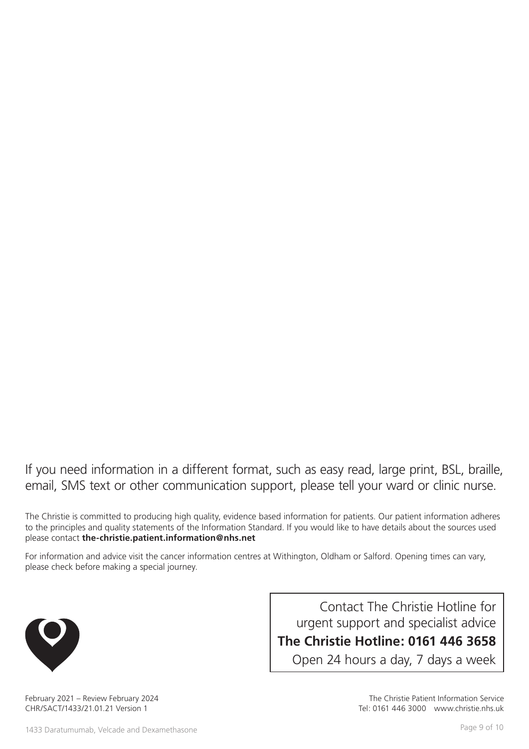If you need information in a different format, such as easy read, large print, BSL, braille, email, SMS text or other communication support, please tell your ward or clinic nurse.

The Christie is committed to producing high quality, evidence based information for patients. Our patient information adheres to the principles and quality statements of the Information Standard. If you would like to have details about the sources used please contact **the-christie.patient.information@nhs.net**

For information and advice visit the cancer information centres at Withington, Oldham or Salford. Opening times can vary, please check before making a special journey.

Contact The Christie Hotline for urgent support and specialist advice

**The Christie Hotline: 0161 446 3658**

Open 24 hours a day, 7 days a week

February 2021 – Review February 2024
CHR/SACT/1433/21.01.21 Version 1

The Christie Patient Information Service
Tel: 0161 446 3000 www.christie.nhs.uk